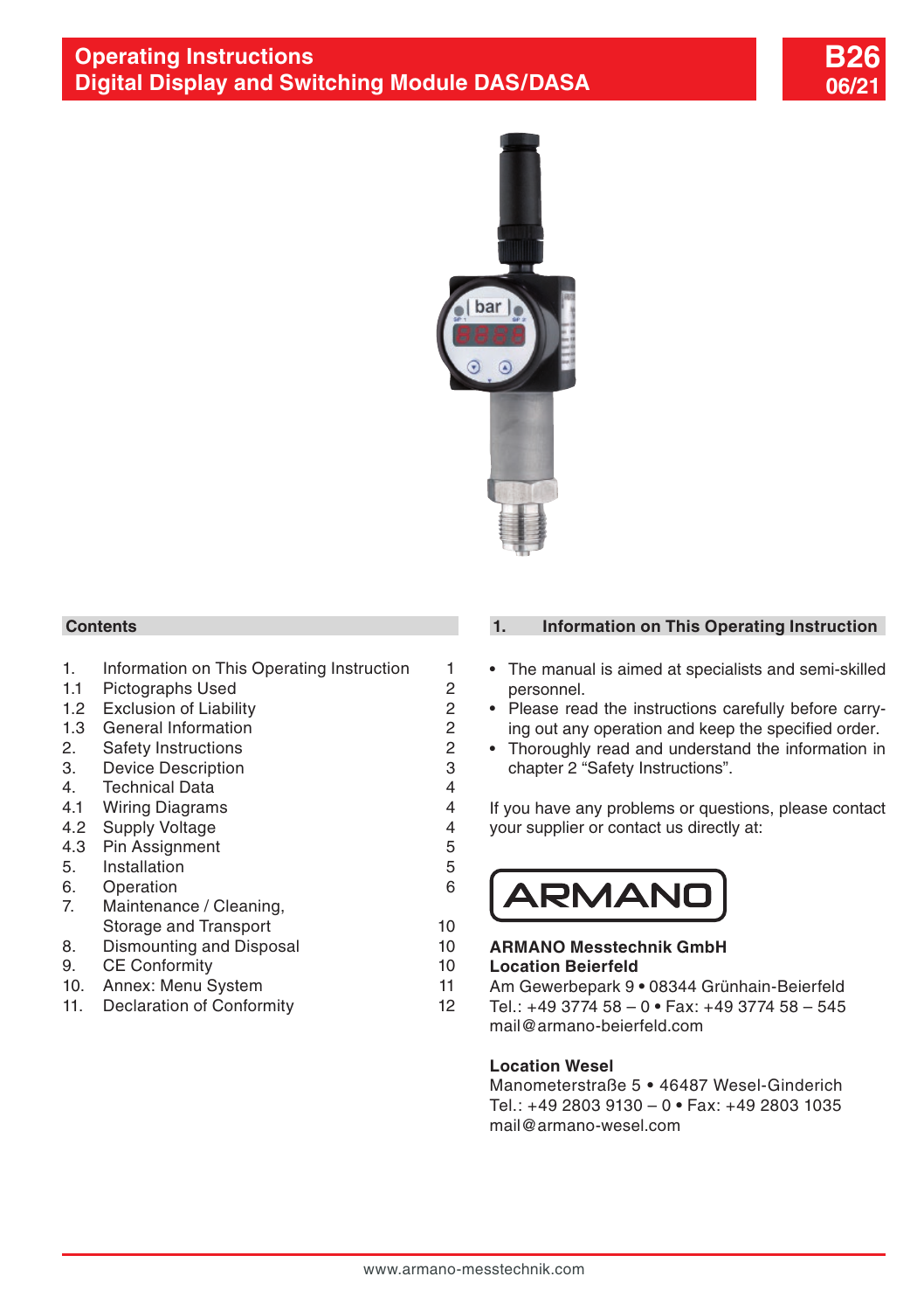# Operating Instructions
# Digital Display and Switching Module DAS/DASA

B26
06/21

## Contents

| | | |
|---|---|---|
| 1. | Information on This Operating Instruction | 1 |
| 1.1 | Pictographs Used | 2 |
| 1.2 | Exclusion of Liability | 2 |
| 1.3 | General Information | 2 |
| 2. | Safety Instructions | 2 |
| 3. | Device Description | 3 |
| 4. | Technical Data | 4 |
| 4.1 | Wiring Diagrams | 4 |
| 4.2 | Supply Voltage | 4 |
| 4.3 | Pin Assignment | 5 |
| 5. | Installation | 5 |
| 6. | Operation | 6 |
| 7. | Maintenance / Cleaning, Storage and Transport | 10 |
| 8. | Dismounting and Disposal | 10 |
| 9. | CE Conformity | 10 |
| 10. | Annex: Menu System | 11 |
| 11. | Declaration of Conformity | 12 |

## 1. Information on This Operating Instruction

- The manual is aimed at specialists and semi-skilled personnel.
- Please read the instructions carefully before carrying out any operation and keep the specified order.
- Thoroughly read and understand the information in chapter 2 "Safety Instructions".

If you have any problems or questions, please contact your supplier or contact us directly at:

ARMANO

**ARMANO Messtechnik GmbH**
**Location Beierfeld**
Am Gewerbepark 9 • 08344 Grünhain-Beierfeld
Tel.: +49 3774 58 – 0 • Fax: +49 3774 58 – 545
mail@armano-beierfeld.com

**Location Wesel**
Manometerstraße 5 • 46487 Wesel-Ginderich
Tel.: +49 2803 9130 – 0 • Fax: +49 2803 1035
mail@armano-wesel.com

www.armano-messtechnik.com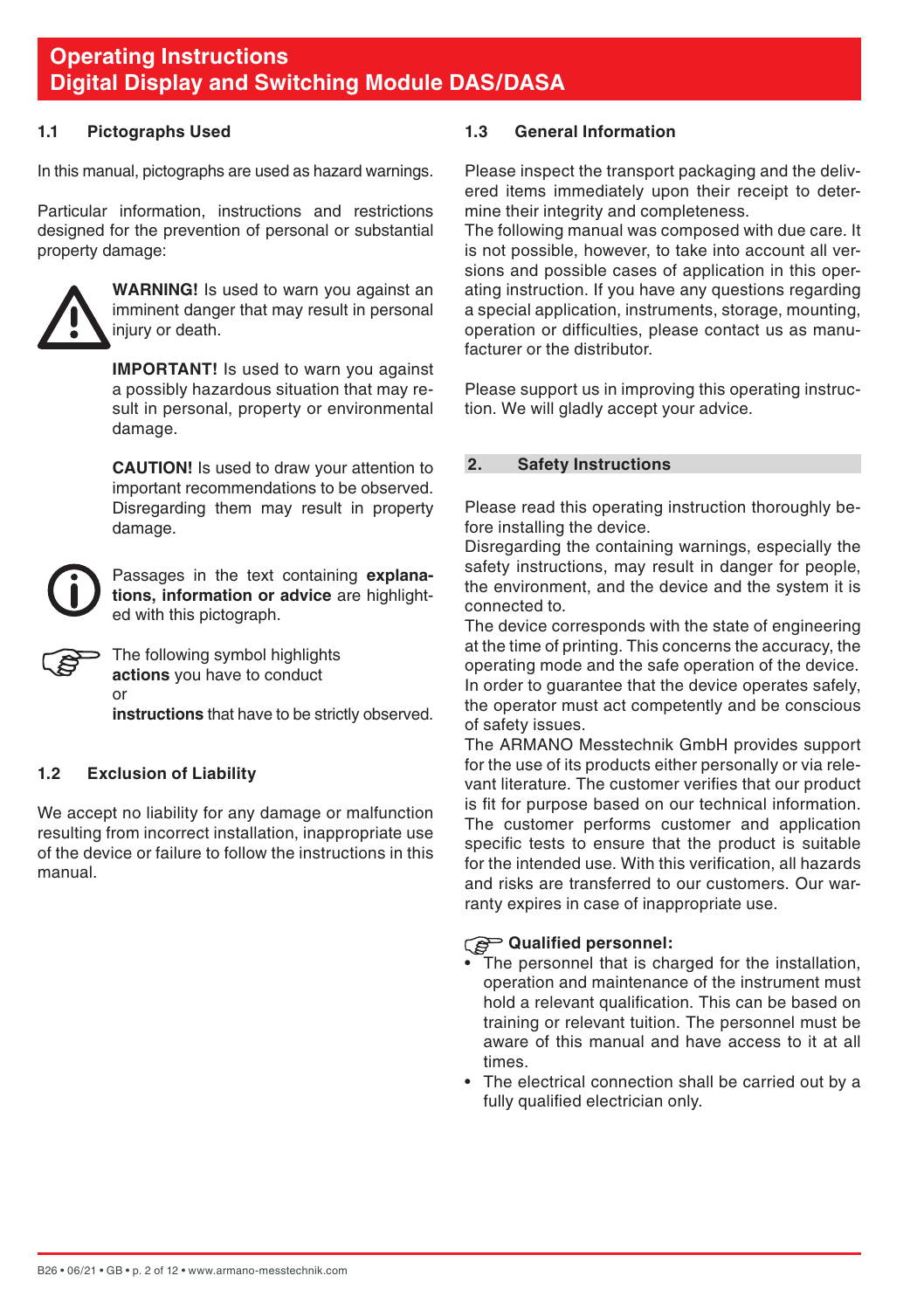# Operating Instructions
# Digital Display and Switching Module DAS/DASA

## 1.1 Pictographs Used

In this manual, pictographs are used as hazard warnings.

Particular information, instructions and restrictions designed for the prevention of personal or substantial property damage:

**WARNING!** Is used to warn you against an imminent danger that may result in personal injury or death.

**IMPORTANT!** Is used to warn you against a possibly hazardous situation that may result in personal, property or environmental damage.

**CAUTION!** Is used to draw your attention to important recommendations to be observed. Disregarding them may result in property damage.

Passages in the text containing **explanations, information or advice** are highlighted with this pictograph.

The following symbol highlights
**actions** you have to conduct
or
**instructions** that have to be strictly observed.

## 1.2 Exclusion of Liability

We accept no liability for any damage or malfunction resulting from incorrect installation, inappropriate use of the device or failure to follow the instructions in this manual.

## 1.3 General Information

Please inspect the transport packaging and the delivered items immediately upon their receipt to determine their integrity and completeness.
The following manual was composed with due care. It is not possible, however, to take into account all versions and possible cases of application in this operating instruction. If you have any questions regarding a special application, instruments, storage, mounting, operation or difficulties, please contact us as manufacturer or the distributor.

Please support us in improving this operating instruction. We will gladly accept your advice.

## 2. Safety Instructions

Please read this operating instruction thoroughly before installing the device.
Disregarding the containing warnings, especially the safety instructions, may result in danger for people, the environment, and the device and the system it is connected to.
The device corresponds with the state of engineering at the time of printing. This concerns the accuracy, the operating mode and the safe operation of the device.
In order to guarantee that the device operates safely, the operator must act competently and be conscious of safety issues.
The ARMANO Messtechnik GmbH provides support for the use of its products either personally or via relevant literature. The customer verifies that our product is fit for purpose based on our technical information. The customer performs customer and application specific tests to ensure that the product is suitable for the intended use. With this verification, all hazards and risks are transferred to our customers. Our warranty expires in case of inappropriate use.

**Qualified personnel:**

- The personnel that is charged for the installation, operation and maintenance of the instrument must hold a relevant qualification. This can be based on training or relevant tuition. The personnel must be aware of this manual and have access to it at all times.
- The electrical connection shall be carried out by a fully qualified electrician only.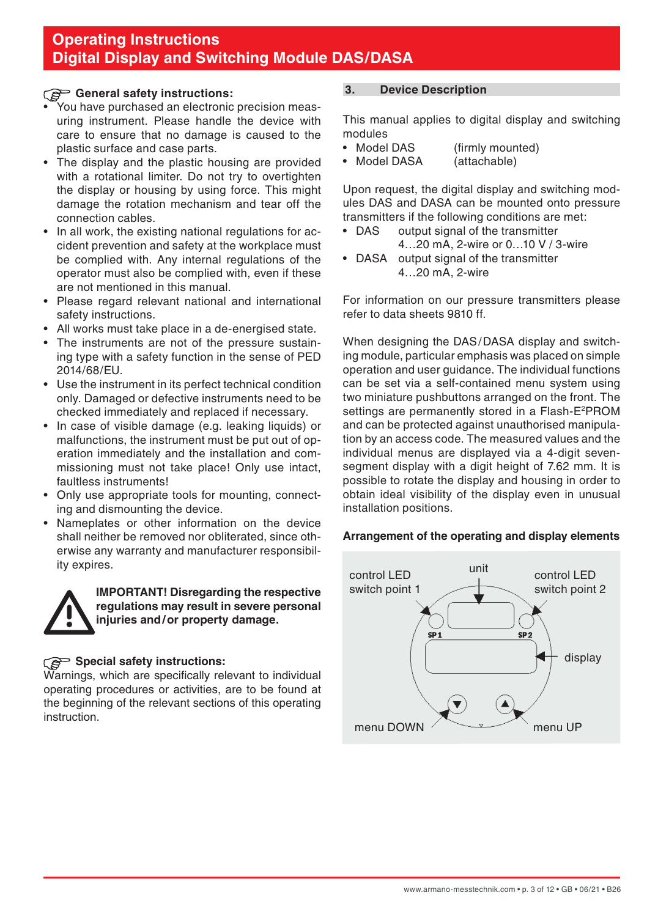# Operating Instructions
# Digital Display and Switching Module DAS/DASA

### General safety instructions:

- You have purchased an electronic precision measuring instrument. Please handle the device with care to ensure that no damage is caused to the plastic surface and case parts.
- The display and the plastic housing are provided with a rotational limiter. Do not try to overtighten the display or housing by using force. This might damage the rotation mechanism and tear off the connection cables.
- In all work, the existing national regulations for accident prevention and safety at the workplace must be complied with. Any internal regulations of the operator must also be complied with, even if these are not mentioned in this manual.
- Please regard relevant national and international safety instructions.
- All works must take place in a de-energised state.
- The instruments are not of the pressure sustaining type with a safety function in the sense of PED 2014/68/EU.
- Use the instrument in its perfect technical condition only. Damaged or defective instruments need to be checked immediately and replaced if necessary.
- In case of visible damage (e.g. leaking liquids) or malfunctions, the instrument must be put out of operation immediately and the installation and commissioning must not take place! Only use intact, faultless instruments!
- Only use appropriate tools for mounting, connecting and dismounting the device.
- Nameplates or other information on the device shall neither be removed nor obliterated, since otherwise any warranty and manufacturer responsibility expires.

**IMPORTANT! Disregarding the respective regulations may result in severe personal injuries and/or property damage.**

### Special safety instructions:

Warnings, which are specifically relevant to individual operating procedures or activities, are to be found at the beginning of the relevant sections of this operating instruction.

## 3. Device Description

This manual applies to digital display and switching modules

- Model DAS (firmly mounted)
- Model DASA (attachable)

Upon request, the digital display and switching modules DAS and DASA can be mounted onto pressure transmitters if the following conditions are met:

- DAS output signal of the transmitter 4…20 mA, 2-wire or 0…10 V / 3-wire
- DASA output signal of the transmitter 4…20 mA, 2-wire

For information on our pressure transmitters please refer to data sheets 9810 ff.

When designing the DAS/DASA display and switching module, particular emphasis was placed on simple operation and user guidance. The individual functions can be set via a self-contained menu system using two miniature pushbuttons arranged on the front. The settings are permanently stored in a Flash-E²PROM and can be protected against unauthorised manipulation by an access code. The measured values and the individual menus are displayed via a 4-digit seven-segment display with a digit height of 7.62 mm. It is possible to rotate the display and housing in order to obtain ideal visibility of the display even in unusual installation positions.

### Arrangement of the operating and display elements

control LED switch point 1
unit
control LED switch point 2
SP1
SP2
display
menu DOWN
menu UP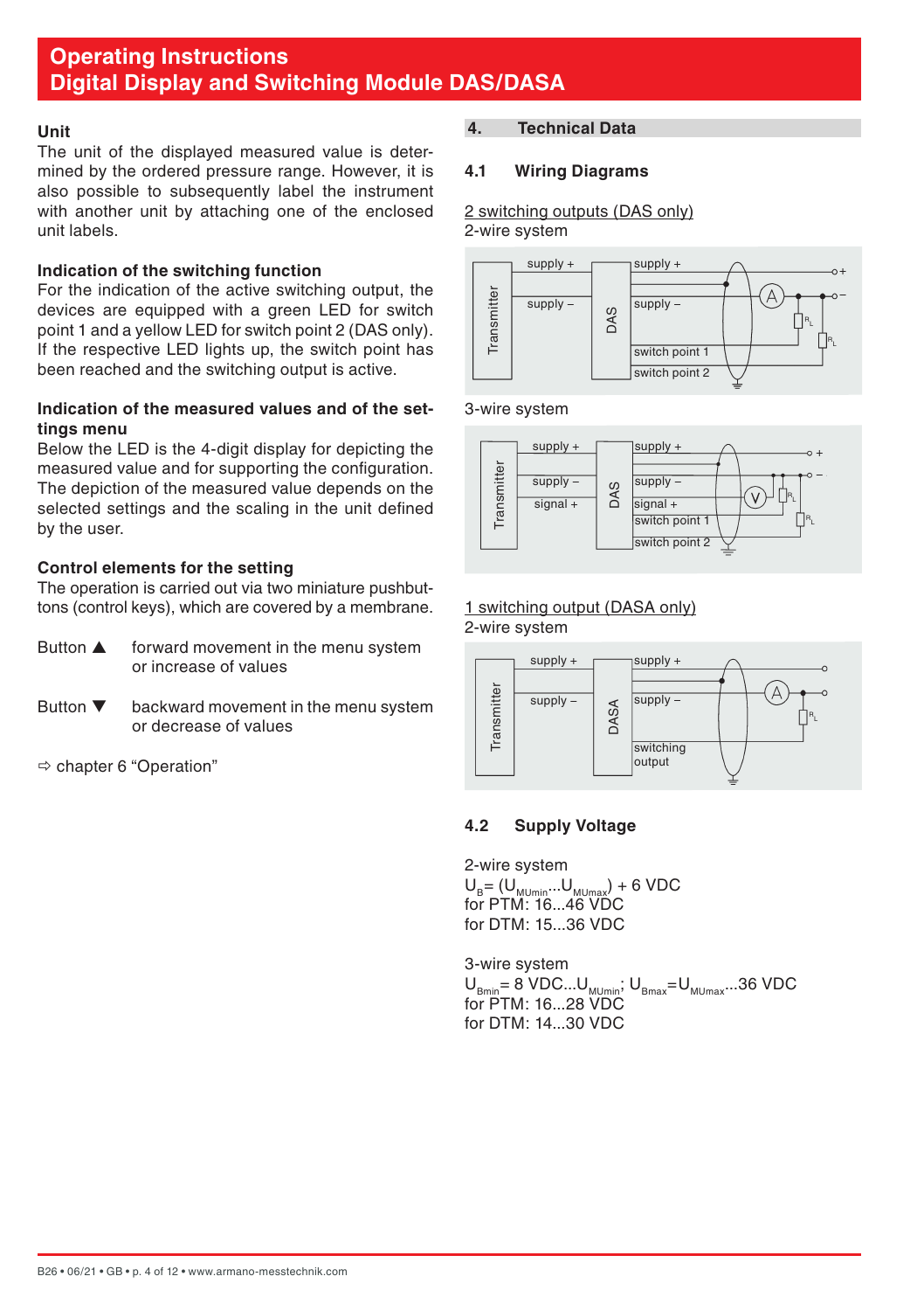# Operating Instructions
# Digital Display and Switching Module DAS/DASA

### Unit

The unit of the displayed measured value is determined by the ordered pressure range. However, it is also possible to subsequently label the instrument with another unit by attaching one of the enclosed unit labels.

### Indication of the switching function

For the indication of the active switching output, the devices are equipped with a green LED for switch point 1 and a yellow LED for switch point 2 (DAS only). If the respective LED lights up, the switch point has been reached and the switching output is active.

### Indication of the measured values and of the settings menu

Below the LED is the 4-digit display for depicting the measured value and for supporting the configuration. The depiction of the measured value depends on the selected settings and the scaling in the unit defined by the user.

### Control elements for the setting

The operation is carried out via two miniature pushbuttons (control keys), which are covered by a membrane.

Button ▲ forward movement in the menu system or increase of values

Button ▼ backward movement in the menu system or decrease of values

⇨ chapter 6 “Operation”

## 4. Technical Data

### 4.1 Wiring Diagrams

2 switching outputs (DAS only)

2-wire system

Transmitter: supply +, supply –; DAS: supply +, supply –, switch point 1, switch point 2; A; $R_L$; $R_L$; + ; –

3-wire system

Transmitter: supply +, supply –, signal +; DAS: supply +, supply –, signal +, switch point 1, switch point 2; V; $R_L$; $R_L$; + ; –

1 switching output (DASA only)

2-wire system

Transmitter: supply +, supply –; DASA: supply +, supply –, switching output; A; $R_L$

### 4.2 Supply Voltage

2-wire system

$U_B = (U_{MUmin}...U_{MUmax}) + 6$ VDC

for PTM: 16...46 VDC

for DTM: 15...36 VDC

3-wire system

$U_{Bmin} = 8$ VDC...$U_{MUmin}$; $U_{Bmax} = U_{MUmax}$...36 VDC

for PTM: 16...28 VDC

for DTM: 14...30 VDC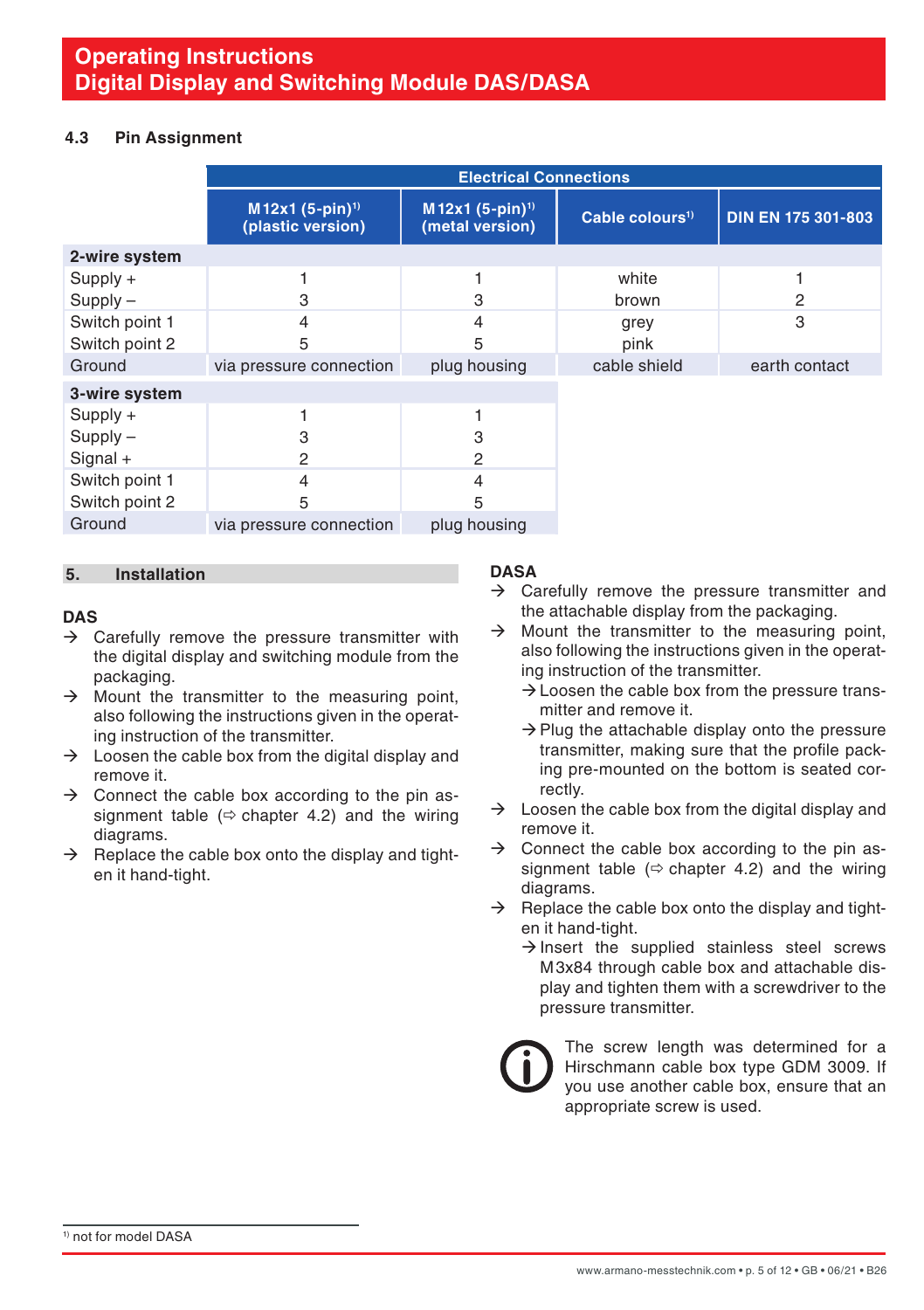### 4.3 Pin Assignment

| | Electrical Connections | | | |
|---|---|---|---|---|
| | M12x1 (5-pin)[1) (plastic version) | M12x1 (5-pin)[1) (metal version) | Cable colours[1) | DIN EN 175 301-803 |
| **2-wire system** | | | | |
| Supply + | 1 | 1 | white | 1 |
| Supply – | 3 | 3 | brown | 2 |
| Switch point 1 | 4 | 4 | grey | 3 |
| Switch point 2 | 5 | 5 | pink | |
| Ground | via pressure connection | plug housing | cable shield | earth contact |
| **3-wire system** | | | | |
| Supply + | 1 | 1 | | |
| Supply – | 3 | 3 | | |
| Signal + | 2 | 2 | | |
| Switch point 1 | 4 | 4 | | |
| Switch point 2 | 5 | 5 | | |
| Ground | via pressure connection | plug housing | | |

## 5. Installation

### DAS

→ Carefully remove the pressure transmitter with the digital display and switching module from the packaging.
→ Mount the transmitter to the measuring point, also following the instructions given in the operating instruction of the transmitter.
→ Loosen the cable box from the digital display and remove it.
→ Connect the cable box according to the pin assignment table (⇨ chapter 4.2) and the wiring diagrams.
→ Replace the cable box onto the display and tighten it hand-tight.

### DASA

→ Carefully remove the pressure transmitter and the attachable display from the packaging.
→ Mount the transmitter to the measuring point, also following the instructions given in the operating instruction of the transmitter.
  → Loosen the cable box from the pressure transmitter and remove it.
  → Plug the attachable display onto the pressure transmitter, making sure that the profile packing pre-mounted on the bottom is seated correctly.
→ Loosen the cable box from the digital display and remove it.
→ Connect the cable box according to the pin assignment table (⇨ chapter 4.2) and the wiring diagrams.
→ Replace the cable box onto the display and tighten it hand-tight.
  → Insert the supplied stainless steel screws M3x84 through cable box and attachable display and tighten them with a screwdriver to the pressure transmitter.

ⓘ The screw length was determined for a Hirschmann cable box type GDM 3009. If you use another cable box, ensure that an appropriate screw is used.

[1) not for model DASA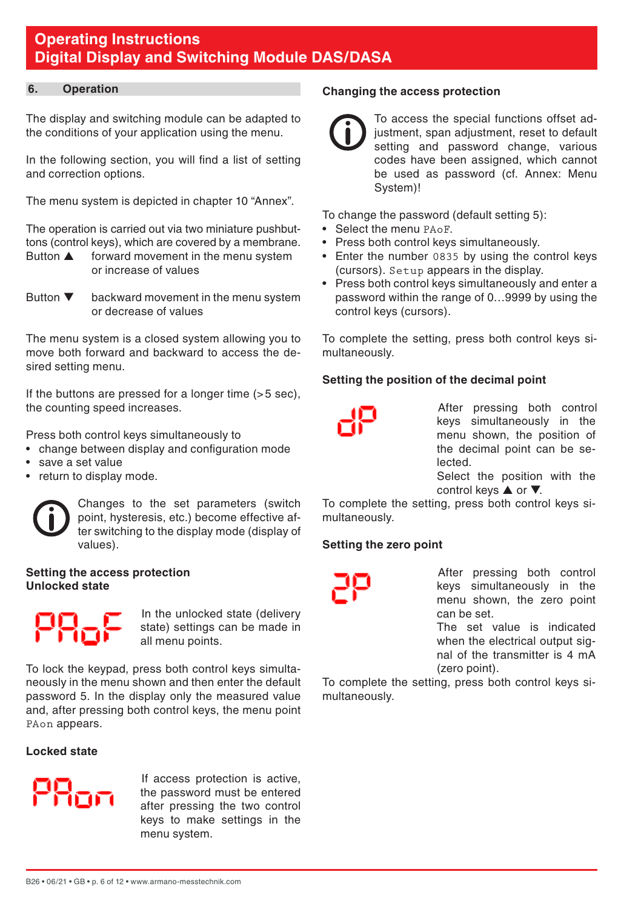## 6. Operation

The display and switching module can be adapted to the conditions of your application using the menu.

In the following section, you will find a list of setting and correction options.

The menu system is depicted in chapter 10 "Annex".

The operation is carried out via two miniature pushbuttons (control keys), which are covered by a membrane.

Button ▲ forward movement in the menu system or increase of values

Button ▼ backward movement in the menu system or decrease of values

The menu system is a closed system allowing you to move both forward and backward to access the desired setting menu.

If the buttons are pressed for a longer time (>5 sec), the counting speed increases.

Press both control keys simultaneously to

- change between display and configuration mode
- save a set value
- return to display mode.

Changes to the set parameters (switch point, hysteresis, etc.) become effective after switching to the display mode (display of values).

### Setting the access protection
### Unlocked state

PAoF

In the unlocked state (delivery state) settings can be made in all menu points.

To lock the keypad, press both control keys simultaneously in the menu shown and then enter the default password 5. In the display the measured value and, after pressing both control keys, the menu point PAon appears.

### Locked state

PAon

If access protection is active, the password must be entered after pressing the two control keys to make settings in the menu system.

### Changing the access protection

To access the special functions offset adjustment, span adjustment, reset to default setting and password change, various codes have been assigned, which cannot be used as password (cf. Annex: Menu System)!

To change the password (default setting 5):

- Select the menu PAoF.
- Press both control keys simultaneously.
- Enter the number 0835 by using the control keys (cursors). Setup appears in the display.
- Press both control keys simultaneously and enter a password within the range of 0…9999 by using the control keys (cursors).

To complete the setting, press both control keys simultaneously.

### Setting the position of the decimal point

dP

After pressing both control keys simultaneously in the menu shown, the position of the decimal point can be selected.
Select the position with the control keys ▲ or ▼.

To complete the setting, press both control keys simultaneously.

### Setting the zero point

ZP

After pressing both control keys simultaneously in the menu shown, the zero point can be set.
The set value is indicated when the electrical output signal of the transmitter is 4 mA (zero point).

To complete the setting, press both control keys simultaneously.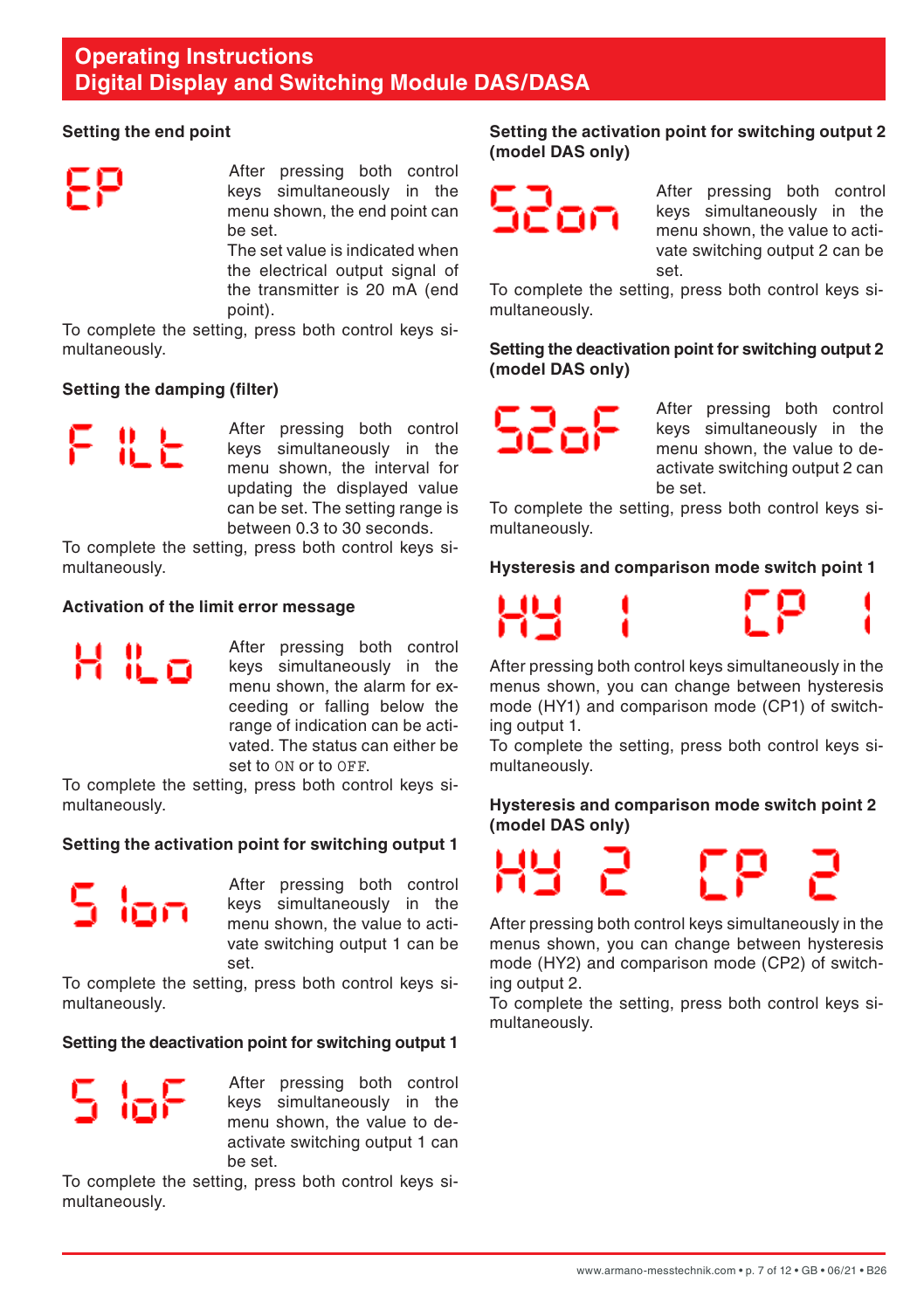## Setting the end point

EP

After pressing both control keys simultaneously in the menu shown, the end point can be set.
The set value is indicated when the electrical output signal of the transmitter is 20 mA (end point).
To complete the setting, press both control keys simultaneously.

## Setting the damping (filter)

FILt

After pressing both control keys simultaneously in the menu shown, the interval for updating the displayed value can be set. The setting range is between 0.3 to 30 seconds.
To complete the setting, press both control keys simultaneously.

## Activation of the limit error message

HiLo

After pressing both control keys simultaneously in the menu shown, the alarm for exceeding or falling below the range of indication can be activated. The status can either be set to ON or to OFF.
To complete the setting, press both control keys simultaneously.

## Setting the activation point for switching output 1

S1on

After pressing both control keys simultaneously in the menu shown, the value to activate switching output 1 can be set.
To complete the setting, press both control keys simultaneously.

## Setting the deactivation point for switching output 1

S1oF

After pressing both control keys simultaneously in the menu shown, the value to deactivate switching output 1 can be set.
To complete the setting, press both control keys simultaneously.

## Setting the activation point for switching output 2 (model DAS only)

S2on

After pressing both control keys simultaneously in the menu shown, the value to activate switching output 2 can be set.
To complete the setting, press both control keys simultaneously.

## Setting the deactivation point for switching output 2 (model DAS only)

S2oF

After pressing both control keys simultaneously in the menu shown, the value to deactivate switching output 2 can be set.
To complete the setting, press both control keys simultaneously.

## Hysteresis and comparison mode switch point 1

HY 1 CP 1

After pressing both control keys simultaneously in the menus shown, you can change between hysteresis mode (HY1) and comparison mode (CP1) of switching output 1.
To complete the setting, press both control keys simultaneously.

## Hysteresis and comparison mode switch point 2 (model DAS only)

HY 2 CP 2

After pressing both control keys simultaneously in the menus shown, you can change between hysteresis mode (HY2) and comparison mode (CP2) of switching output 2.
To complete the setting, press both control keys simultaneously.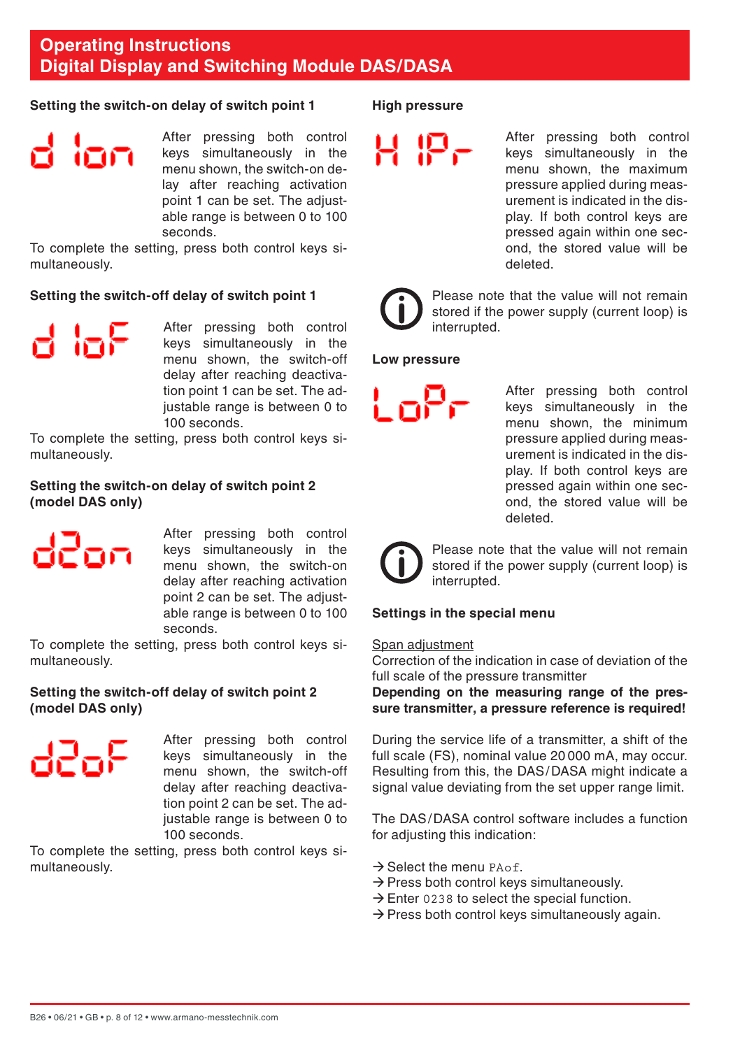## Operating Instructions
## Digital Display and Switching Module DAS/DASA

### Setting the switch-on delay of switch point 1

d 1on

After pressing both control keys simultaneously in the menu shown, the switch-on delay after reaching activation point 1 can be set. The adjustable range is between 0 to 100 seconds.

To complete the setting, press both control keys simultaneously.

### Setting the switch-off delay of switch point 1

d 1oF

After pressing both control keys simultaneously in the menu shown, the switch-off delay after reaching deactivation point 1 can be set. The adjustable range is between 0 to 100 seconds.

To complete the setting, press both control keys simultaneously.

### Setting the switch-on delay of switch point 2 (model DAS only)

d2on

After pressing both control keys simultaneously in the menu shown, the switch-on delay after reaching activation point 2 can be set. The adjustable range is between 0 to 100 seconds.

To complete the setting, press both control keys simultaneously.

### Setting the switch-off delay of switch point 2 (model DAS only)

d2oF

After pressing both control keys simultaneously in the menu shown, the switch-off delay after reaching deactivation point 2 can be set. The adjustable range is between 0 to 100 seconds.

To complete the setting, press both control keys simultaneously.

### High pressure

H IPr

After pressing both control keys simultaneously in the menu shown, the maximum pressure applied during measurement is indicated in the display. If both control keys are pressed again within one second, the stored value will be deleted.

Please note that the value will not remain stored if the power supply (current loop) is interrupted.

### Low pressure

LoPr

After pressing both control keys simultaneously in the menu shown, the minimum pressure applied during measurement is indicated in the display. If both control keys are pressed again within one second, the stored value will be deleted.

Please note that the value will not remain stored if the power supply (current loop) is interrupted.

### Settings in the special menu

Span adjustment

Correction of the indication in case of deviation of the full scale of the pressure transmitter

**Depending on the measuring range of the pressure transmitter, a pressure reference is required!**

During the service life of a transmitter, a shift of the full scale (FS), nominal value 20 000 mA, may occur. Resulting from this, the DAS/DASA might indicate a signal value deviating from the set upper range limit.

The DAS/DASA control software includes a function for adjusting this indication:

→ Select the menu PAof.
→ Press both control keys simultaneously.
→ Enter 0238 to select the special function.
→ Press both control keys simultaneously again.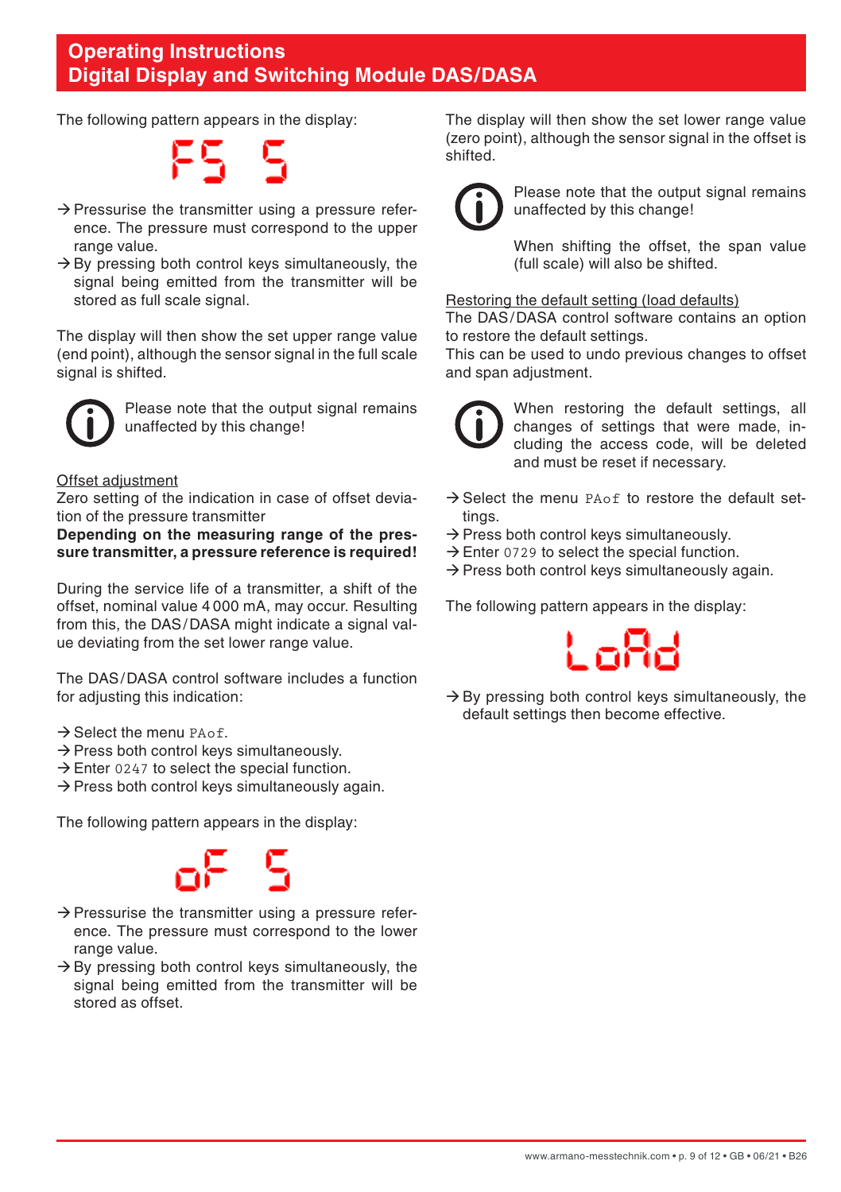The following pattern appears in the display:

FS S

→ Pressurise the transmitter using a pressure reference. The pressure must correspond to the upper range value.
→ By pressing both control keys simultaneously, the signal being emitted from the transmitter will be stored as full scale signal.

The display will then show the set upper range value (end point), although the sensor signal in the full scale signal is shifted.

Please note that the output signal remains unaffected by this change!

Offset adjustment
Zero setting of the indication in case of offset deviation of the pressure transmitter
**Depending on the measuring range of the pressure transmitter, a pressure reference is required!**

During the service life of a transmitter, a shift of the offset, nominal value 4 000 mA, may occur. Resulting from this, the DAS/DASA might indicate a signal value deviating from the set lower range value.

The DAS/DASA control software includes a function for adjusting this indication:

→ Select the menu `PAof`.
→ Press both control keys simultaneously.
→ Enter `0247` to select the special function.
→ Press both control keys simultaneously again.

The following pattern appears in the display:

oF S

→ Pressurise the transmitter using a pressure reference. The pressure must correspond to the lower range value.
→ By pressing both control keys simultaneously, the signal being emitted from the transmitter will be stored as offset.

The display will then show the set lower range value (zero point), although the sensor signal in the offset is shifted.

Please note that the output signal remains unaffected by this change!

When shifting the offset, the span value (full scale) will also be shifted.

Restoring the default setting (load defaults)
The DAS/DASA control software contains an option to restore the default settings.
This can be used to undo previous changes to offset and span adjustment.

When restoring the default settings, all changes of settings that were made, including the access code, will be deleted and must be reset if necessary.

→ Select the menu `PAof` to restore the default settings.
→ Press both control keys simultaneously.
→ Enter `0729` to select the special function.
→ Press both control keys simultaneously again.

The following pattern appears in the display:

LoAd

→ By pressing both control keys simultaneously, the default settings then become effective.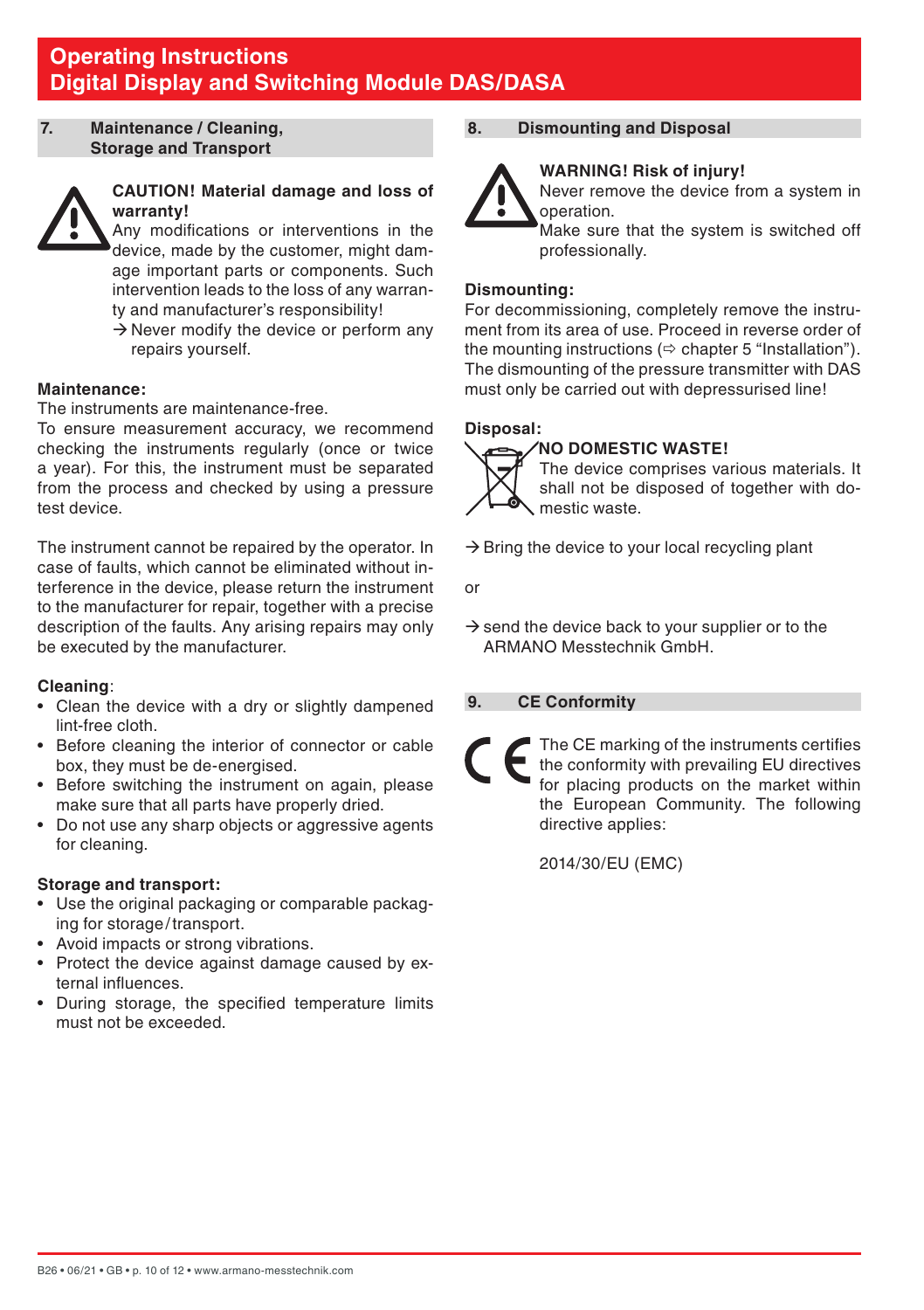## 7. Maintenance / Cleaning, Storage and Transport

**CAUTION! Material damage and loss of warranty!**
Any modifications or interventions in the device, made by the customer, might damage important parts or components. Such intervention leads to the loss of any warranty and manufacturer's responsibility!
→ Never modify the device or perform any repairs yourself.

**Maintenance:**
The instruments are maintenance-free.
To ensure measurement accuracy, we recommend checking the instruments regularly (once or twice a year). For this, the instrument must be separated from the process and checked by using a pressure test device.

The instrument cannot be repaired by the operator. In case of faults, which cannot be eliminated without interference in the device, please return the instrument to the manufacturer for repair, together with a precise description of the faults. Any arising repairs may only be executed by the manufacturer.

**Cleaning**:

- Clean the device with a dry or slightly dampened lint-free cloth.
- Before cleaning the interior of connector or cable box, they must be de-energised.
- Before switching the instrument on again, please make sure that all parts have properly dried.
- Do not use any sharp objects or aggressive agents for cleaning.

**Storage and transport:**

- Use the original packaging or comparable packaging for storage/transport.
- Avoid impacts or strong vibrations.
- Protect the device against damage caused by external influences.
- During storage, the specified temperature limits must not be exceeded.

## 8. Dismounting and Disposal

**WARNING! Risk of injury!**
Never remove the device from a system in operation.
Make sure that the system is switched off professionally.

**Dismounting:**
For decommissioning, completely remove the instrument from its area of use. Proceed in reverse order of the mounting instructions (⇨ chapter 5 "Installation").
The dismounting of the pressure transmitter with DAS must only be carried out with depressurised line!

**Disposal:**

**NO DOMESTIC WASTE!**
The device comprises various materials. It shall not be disposed of together with domestic waste.

→ Bring the device to your local recycling plant

or

→ send the device back to your supplier or to the ARMANO Messtechnik GmbH.

## 9. CE Conformity

The CE marking of the instruments certifies the conformity with prevailing EU directives for placing products on the market within the European Community. The following directive applies:

2014/30/EU (EMC)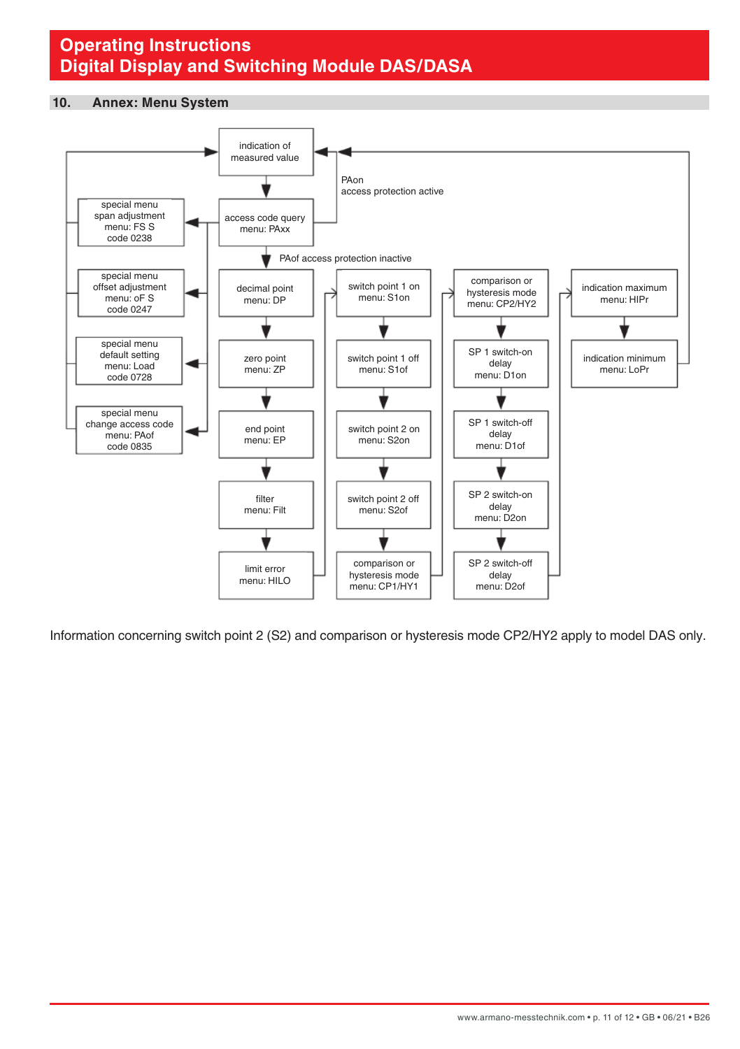## 10. Annex: Menu System

indication of measured value

access code query menu: PAxx

PAon access protection active

PAof access protection inactive

special menu span adjustment menu: FS S code 0238

special menu offset adjustment menu: oF S code 0247

special menu default setting menu: Load code 0728

special menu change access code menu: PAof code 0835

decimal point menu: DP

zero point menu: ZP

end point menu: EP

filter menu: Filt

limit error menu: HILO

switch point 1 on menu: S1on

switch point 1 off menu: S1of

switch point 2 on menu: S2on

switch point 2 off menu: S2of

comparison or hysteresis mode menu: CP1/HY1

comparison or hysteresis mode menu: CP2/HY2

SP 1 switch-on delay menu: D1on

SP 1 switch-off delay menu: D1of

SP 2 switch-on delay menu: D2on

SP 2 switch-off delay menu: D2of

indication maximum menu: HIPr

indication minimum menu: LoPr

Information concerning switch point 2 (S2) and comparison or hysteresis mode CP2/HY2 apply to model DAS only.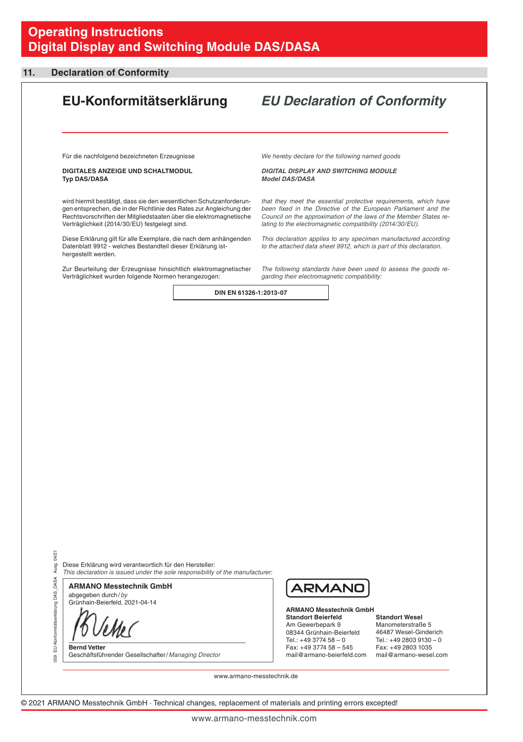## 11. Declaration of Conformity

# EU-Konformitätserklärung

# *EU Declaration of Conformity*

Für die nachfolgend bezeichneten Erzeugnisse

*We hereby declare for the following named goods*

**DIGITALES ANZEIGE UND SCHALTMODUL**
**Typ DAS/DASA**

***DIGITAL DISPLAY AND SWITCHING MODULE***
***Model DAS/DASA***

wird hiermit bestätigt, dass sie den wesentlichen Schutzanforderungen entsprechen, die in der Richtlinie des Rates zur Angleichung der Rechtsvorschriften der Mitgliedstaaten über die elektromagnetische Verträglichkeit (2014/30/EU) festgelegt sind.

*that they meet the essential protective requirements, which have been fixed in the Directive of the European Parliament and the Council on the approximation of the laws of the Member States relating to the electromagnetic compatibility (2014/30/EU).*

Diese Erklärung gilt für alle Exemplare, die nach dem anhängenden Datenblatt 9912 - welches Bestandteil dieser Erklärung isthergestellt werden.

*This declaration applies to any specimen manufactured according to the attached data sheet 9912, which is part of this declaration.*

Zur Beurteilung der Erzeugnisse hinsichtlich elektromagnetischer Verträglichkeit wurden folgende Normen herangezogen:

*The following standards have been used to assess the goods regarding their electromagnetic compatibility:*

**DIN EN 61326-1:2013-07**

059 EU-Konformitätserklärung DAS_DASA Ausg. 04/21

Diese Erklärung wird verantwortlich für den Hersteller:
*This declaration is issued under the sole responsibility of the manufacturer:*

**ARMANO Messtechnik GmbH**
abgegeben durch / *by*
Grünhain-Beierfeld, 2021-04-14

**Bernd Vetter**
Geschäftsführender Gesellschafter / *Managing Director*

ARMANO

**ARMANO Messtechnik GmbH**

**Standort Beierfeld**
Am Gewerbepark 9
08344 Grünhain-Beierfeld
Tel.: +49 3774 58 – 0
Fax: +49 3774 58 – 545
mail@armano-beierfeld.com

**Standort Wesel**
Manometerstraße 5
46487 Wesel-Ginderich
Tel.: +49 2803 9130 – 0
Fax: +49 2803 1035
mail@armano-wesel.com

www.armano-messtechnik.de

© 2021 ARMANO Messtechnik GmbH · Technical changes, replacement of materials and printing errors excepted!